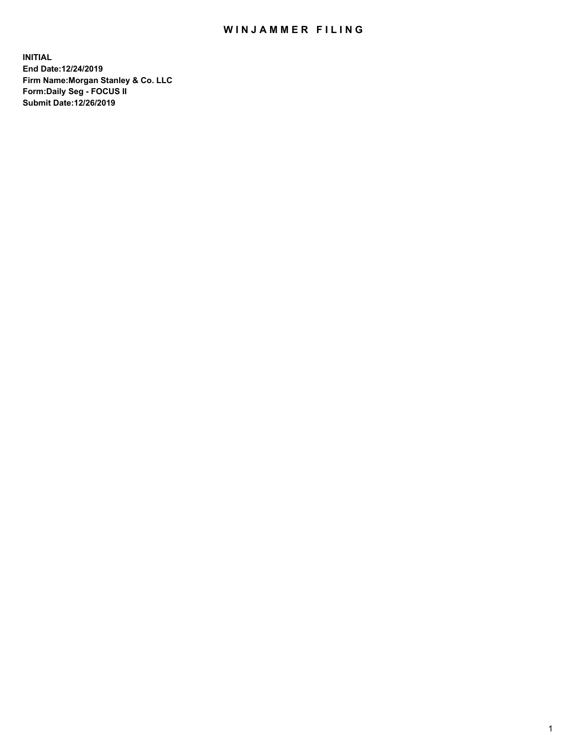# WINJAMMER FILING

**INITIAL**
**End Date:12/24/2019**
**Firm Name:Morgan Stanley & Co. LLC**
**Form:Daily Seg - FOCUS II**
**Submit Date:12/26/2019**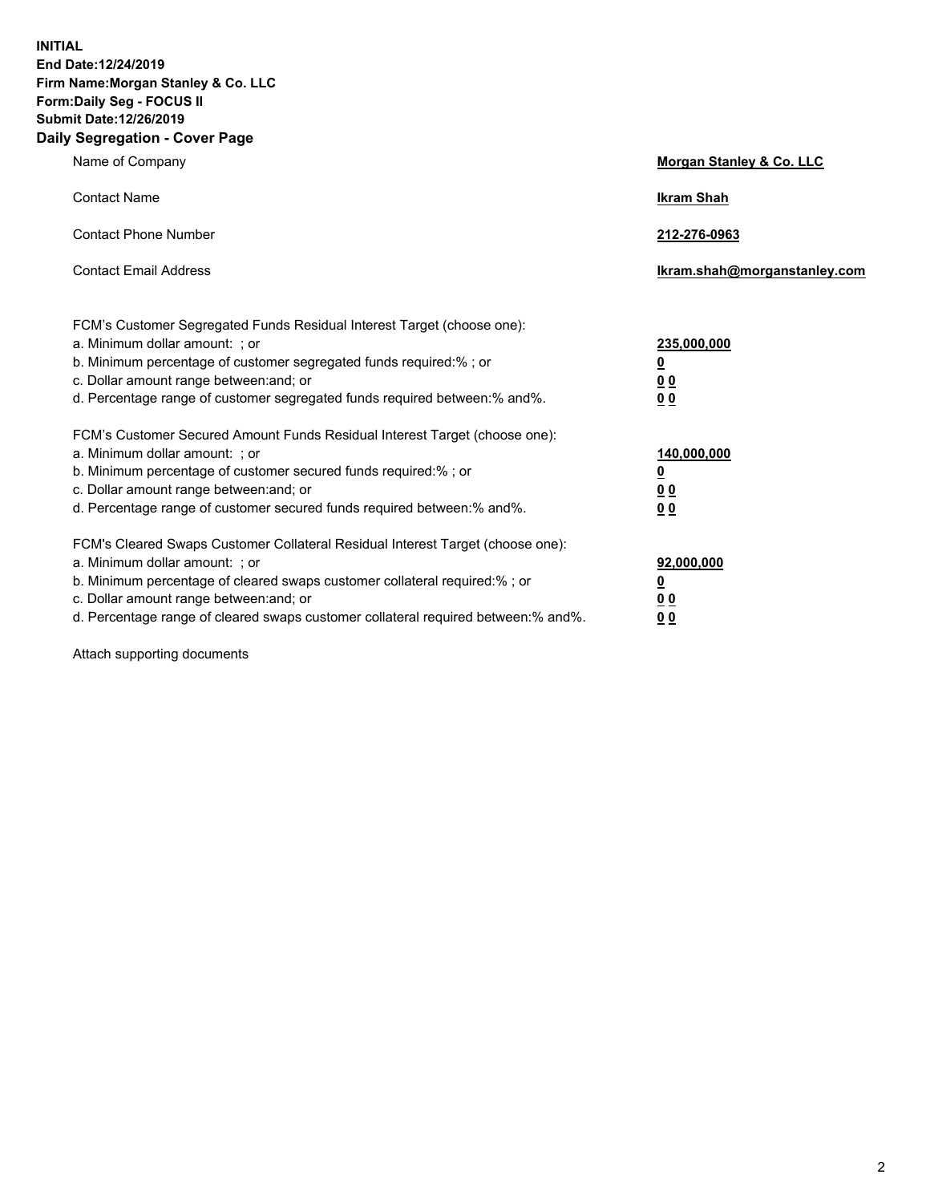**INITIAL**
**End Date:12/24/2019**
**Firm Name:Morgan Stanley & Co. LLC**
**Form:Daily Seg - FOCUS II**
**Submit Date:12/26/2019**

## Daily Segregation - Cover Page

| | |
|---|---|
| Name of Company | **Morgan Stanley & Co. LLC** |
| Contact Name | **Ikram Shah** |
| Contact Phone Number | **212-276-0963** |
| Contact Email Address | **Ikram.shah@morganstanley.com** |

| | |
|---|---|
| FCM's Customer Segregated Funds Residual Interest Target (choose one): | |
| a. Minimum dollar amount: ; or | **235,000,000** |
| b. Minimum percentage of customer segregated funds required:% ; or | **0** |
| c. Dollar amount range between:and; or | **0 0** |
| d. Percentage range of customer segregated funds required between:% and%. | **0 0** |
| FCM's Customer Secured Amount Funds Residual Interest Target (choose one): | |
| a. Minimum dollar amount: ; or | **140,000,000** |
| b. Minimum percentage of customer secured funds required:% ; or | **0** |
| c. Dollar amount range between:and; or | **0 0** |
| d. Percentage range of customer secured funds required between:% and%. | **0 0** |
| FCM's Cleared Swaps Customer Collateral Residual Interest Target (choose one): | |
| a. Minimum dollar amount: ; or | **92,000,000** |
| b. Minimum percentage of cleared swaps customer collateral required:% ; or | **0** |
| c. Dollar amount range between:and; or | **0 0** |
| d. Percentage range of cleared swaps customer collateral required between:% and%. | **0 0** |

Attach supporting documents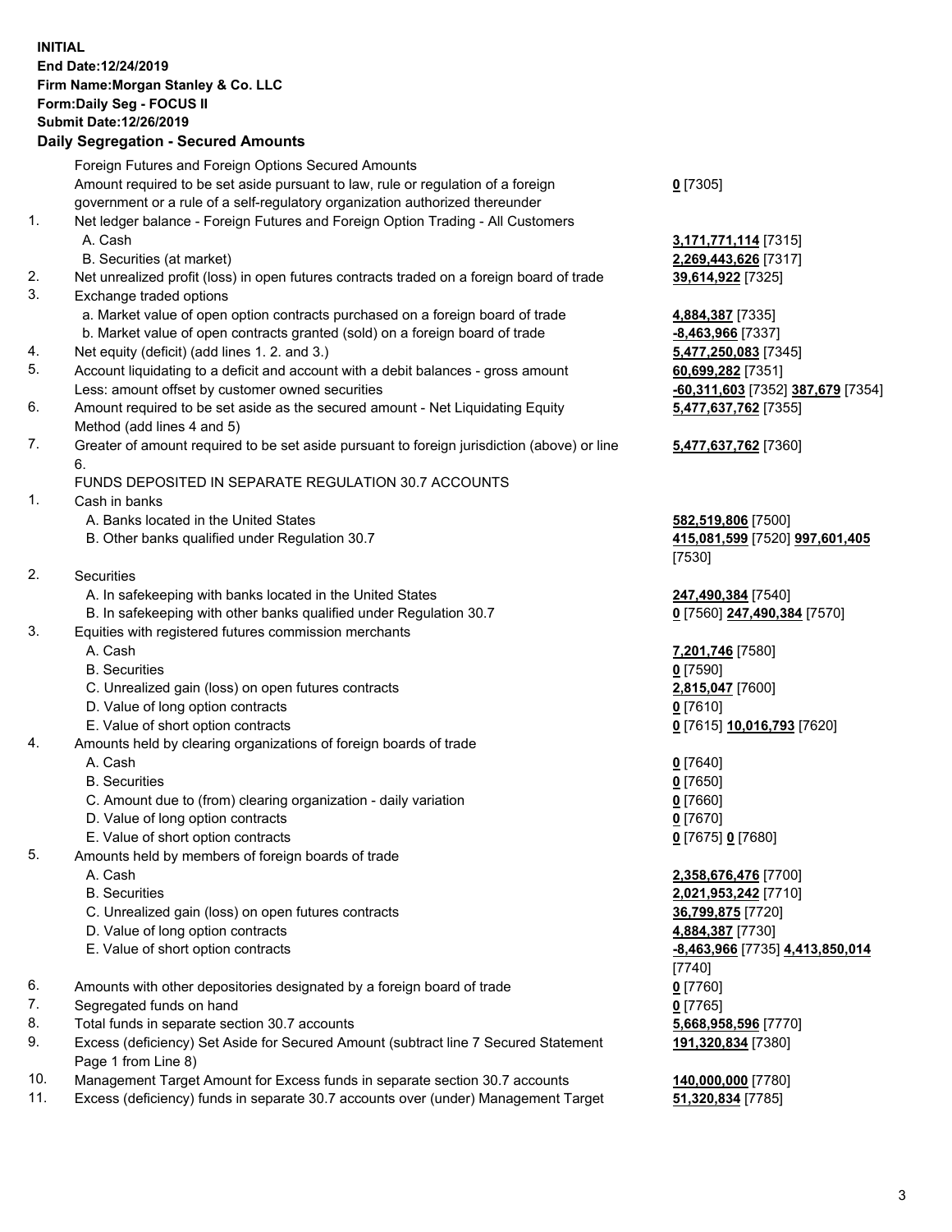**INITIAL**
**End Date:12/24/2019**
**Firm Name:Morgan Stanley & Co. LLC**
**Form:Daily Seg - FOCUS II**
**Submit Date:12/26/2019**

## Daily Segregation - Secured Amounts

| | Description | Amount |
|---|---|---|
| | Foreign Futures and Foreign Options Secured Amounts | |
| | Amount required to be set aside pursuant to law, rule or regulation of a foreign government or a rule of a self-regulatory organization authorized thereunder | **0** [7305] |
| 1. | Net ledger balance - Foreign Futures and Foreign Option Trading - All Customers | |
| | A. Cash | **3,171,771,114** [7315] |
| | B. Securities (at market) | **2,269,443,626** [7317] |
| 2. | Net unrealized profit (loss) in open futures contracts traded on a foreign board of trade | **39,614,922** [7325] |
| 3. | Exchange traded options | |
| | a. Market value of open option contracts purchased on a foreign board of trade | **4,884,387** [7335] |
| | b. Market value of open contracts granted (sold) on a foreign board of trade | **-8,463,966** [7337] |
| 4. | Net equity (deficit) (add lines 1. 2. and 3.) | **5,477,250,083** [7345] |
| 5. | Account liquidating to a deficit and account with a debit balances - gross amount | **60,699,282** [7351] |
| | Less: amount offset by customer owned securities | **-60,311,603** [7352] **387,679** [7354] |
| 6. | Amount required to be set aside as the secured amount - Net Liquidating Equity Method (add lines 4 and 5) | **5,477,637,762** [7355] |
| 7. | Greater of amount required to be set aside pursuant to foreign jurisdiction (above) or line 6. | **5,477,637,762** [7360] |
| | FUNDS DEPOSITED IN SEPARATE REGULATION 30.7 ACCOUNTS | |
| 1. | Cash in banks | |
| | A. Banks located in the United States | **582,519,806** [7500] |
| | B. Other banks qualified under Regulation 30.7 | **415,081,599** [7520] **997,601,405** [7530] |
| 2. | Securities | |
| | A. In safekeeping with banks located in the United States | **247,490,384** [7540] |
| | B. In safekeeping with other banks qualified under Regulation 30.7 | **0** [7560] **247,490,384** [7570] |
| 3. | Equities with registered futures commission merchants | |
| | A. Cash | **7,201,746** [7580] |
| | B. Securities | **0** [7590] |
| | C. Unrealized gain (loss) on open futures contracts | **2,815,047** [7600] |
| | D. Value of long option contracts | **0** [7610] |
| | E. Value of short option contracts | **0** [7615] **10,016,793** [7620] |
| 4. | Amounts held by clearing organizations of foreign boards of trade | |
| | A. Cash | **0** [7640] |
| | B. Securities | **0** [7650] |
| | C. Amount due to (from) clearing organization - daily variation | **0** [7660] |
| | D. Value of long option contracts | **0** [7670] |
| | E. Value of short option contracts | **0** [7675] **0** [7680] |
| 5. | Amounts held by members of foreign boards of trade | |
| | A. Cash | **2,358,676,476** [7700] |
| | B. Securities | **2,021,953,242** [7710] |
| | C. Unrealized gain (loss) on open futures contracts | **36,799,875** [7720] |
| | D. Value of long option contracts | **4,884,387** [7730] |
| | E. Value of short option contracts | **-8,463,966** [7735] **4,413,850,014** [7740] |
| 6. | Amounts with other depositories designated by a foreign board of trade | **0** [7760] |
| 7. | Segregated funds on hand | **0** [7765] |
| 8. | Total funds in separate section 30.7 accounts | **5,668,958,596** [7770] |
| 9. | Excess (deficiency) Set Aside for Secured Amount (subtract line 7 Secured Statement Page 1 from Line 8) | **191,320,834** [7380] |
| 10. | Management Target Amount for Excess funds in separate section 30.7 accounts | **140,000,000** [7780] |
| 11. | Excess (deficiency) funds in separate 30.7 accounts over (under) Management Target | **51,320,834** [7785] |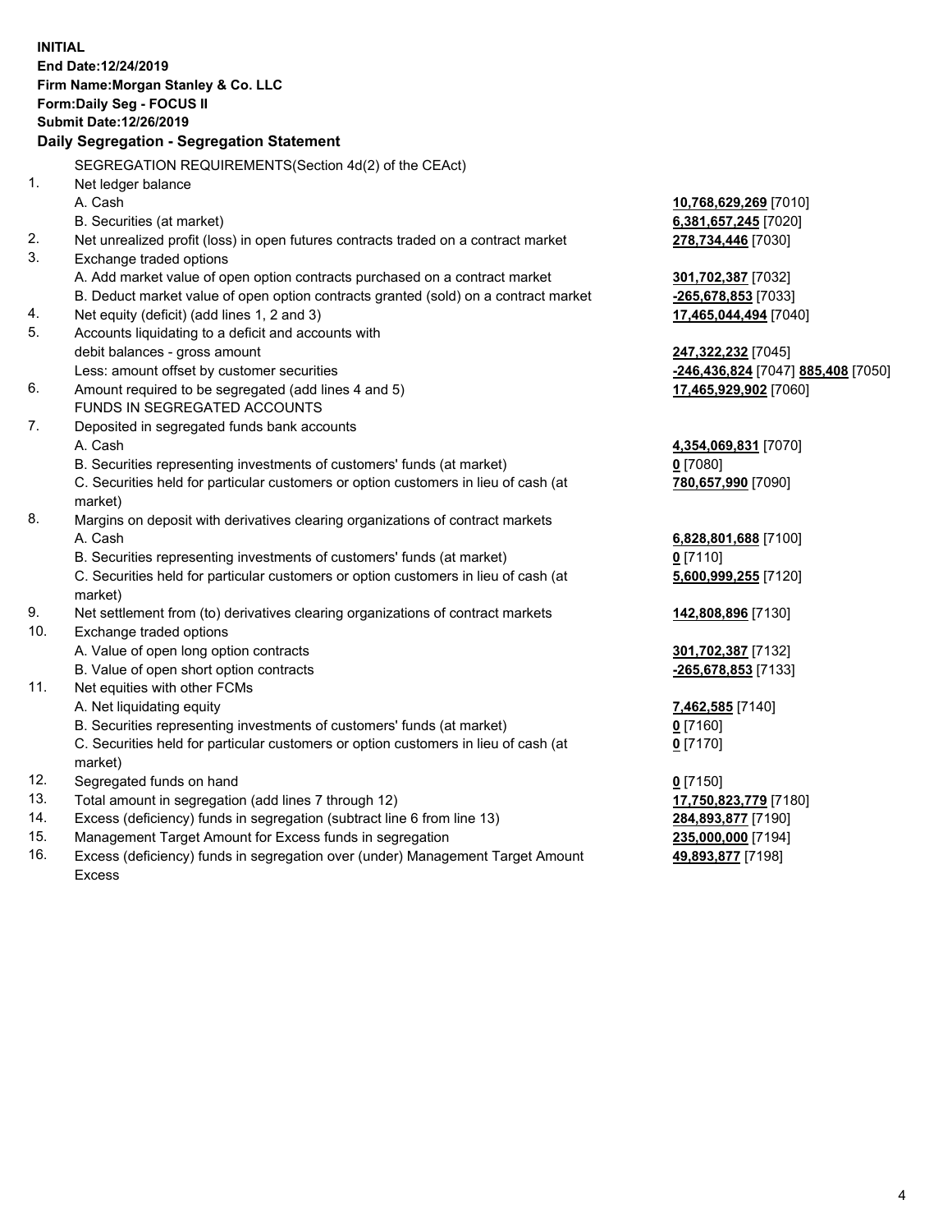**INITIAL**
**End Date:12/24/2019**
**Firm Name:Morgan Stanley & Co. LLC**
**Form:Daily Seg - FOCUS II**
**Submit Date:12/26/2019**

**Daily Segregation - Segregation Statement**

SEGREGATION REQUIREMENTS(Section 4d(2) of the CEAct)

| | | |
|---|---|---|
| 1. | Net ledger balance | |
| | A. Cash | 10,768,629,269 [7010] |
| | B. Securities (at market) | 6,381,657,245 [7020] |
| 2. | Net unrealized profit (loss) in open futures contracts traded on a contract market | 278,734,446 [7030] |
| 3. | Exchange traded options | |
| | A. Add market value of open option contracts purchased on a contract market | 301,702,387 [7032] |
| | B. Deduct market value of open option contracts granted (sold) on a contract market | -265,678,853 [7033] |
| 4. | Net equity (deficit) (add lines 1, 2 and 3) | 17,465,044,494 [7040] |
| 5. | Accounts liquidating to a deficit and accounts with debit balances - gross amount | 247,322,232 [7045] |
| | Less: amount offset by customer securities | -246,436,824 [7047] 885,408 [7050] |
| 6. | Amount required to be segregated (add lines 4 and 5) | 17,465,929,902 [7060] |
| | FUNDS IN SEGREGATED ACCOUNTS | |
| 7. | Deposited in segregated funds bank accounts | |
| | A. Cash | 4,354,069,831 [7070] |
| | B. Securities representing investments of customers' funds (at market) | 0 [7080] |
| | C. Securities held for particular customers or option customers in lieu of cash (at market) | 780,657,990 [7090] |
| 8. | Margins on deposit with derivatives clearing organizations of contract markets | |
| | A. Cash | 6,828,801,688 [7100] |
| | B. Securities representing investments of customers' funds (at market) | 0 [7110] |
| | C. Securities held for particular customers or option customers in lieu of cash (at market) | 5,600,999,255 [7120] |
| 9. | Net settlement from (to) derivatives clearing organizations of contract markets | 142,808,896 [7130] |
| 10. | Exchange traded options | |
| | A. Value of open long option contracts | 301,702,387 [7132] |
| | B. Value of open short option contracts | -265,678,853 [7133] |
| 11. | Net equities with other FCMs | |
| | A. Net liquidating equity | 7,462,585 [7140] |
| | B. Securities representing investments of customers' funds (at market) | 0 [7160] |
| | C. Securities held for particular customers or option customers in lieu of cash (at market) | 0 [7170] |
| 12. | Segregated funds on hand | 0 [7150] |
| 13. | Total amount in segregation (add lines 7 through 12) | 17,750,823,779 [7180] |
| 14. | Excess (deficiency) funds in segregation (subtract line 6 from line 13) | 284,893,877 [7190] |
| 15. | Management Target Amount for Excess funds in segregation | 235,000,000 [7194] |
| 16. | Excess (deficiency) funds in segregation over (under) Management Target Amount Excess | 49,893,877 [7198] |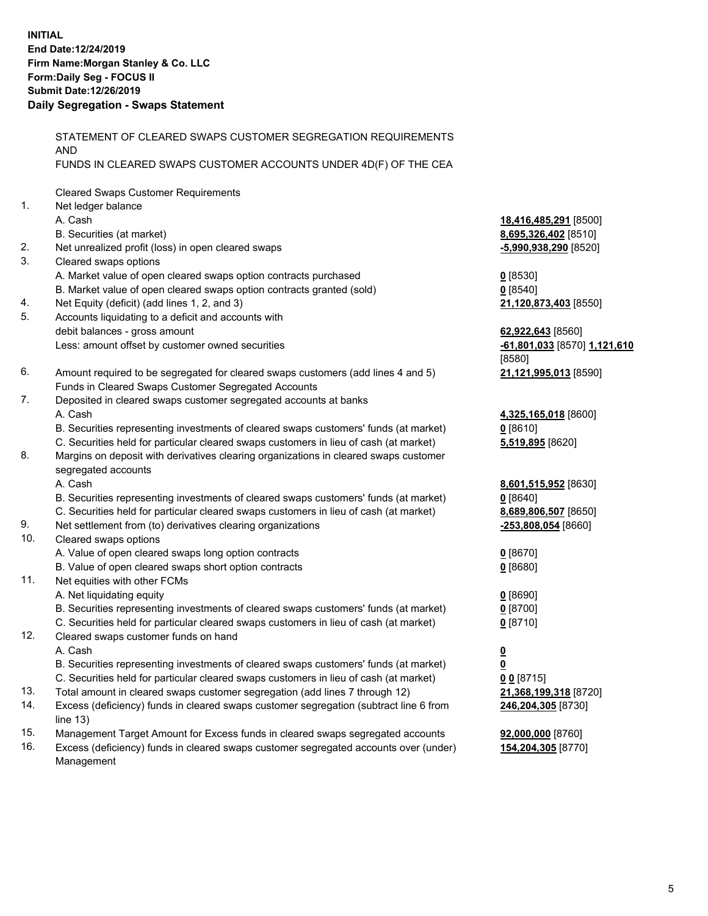**INITIAL**
**End Date:12/24/2019**
**Firm Name:Morgan Stanley & Co. LLC**
**Form:Daily Seg - FOCUS II**
**Submit Date:12/26/2019**
**Daily Segregation - Swaps Statement**

STATEMENT OF CLEARED SWAPS CUSTOMER SEGREGATION REQUIREMENTS AND FUNDS IN CLEARED SWAPS CUSTOMER ACCOUNTS UNDER 4D(F) OF THE CEA

| | | |
|---|---|---|
| | Cleared Swaps Customer Requirements | |
| 1. | Net ledger balance | |
| | A. Cash | **18,416,485,291** [8500] |
| | B. Securities (at market) | **8,695,326,402** [8510] |
| 2. | Net unrealized profit (loss) in open cleared swaps | **-5,990,938,290** [8520] |
| 3. | Cleared swaps options | |
| | A. Market value of open cleared swaps option contracts purchased | **0** [8530] |
| | B. Market value of open cleared swaps option contracts granted (sold) | **0** [8540] |
| 4. | Net Equity (deficit) (add lines 1, 2, and 3) | **21,120,873,403** [8550] |
| 5. | Accounts liquidating to a deficit and accounts with debit balances - gross amount | **62,922,643** [8560] |
| | Less: amount offset by customer owned securities | **-61,801,033** [8570] **1,121,610** [8580] |
| 6. | Amount required to be segregated for cleared swaps customers (add lines 4 and 5) | **21,121,995,013** [8590] |
| | Funds in Cleared Swaps Customer Segregated Accounts | |
| 7. | Deposited in cleared swaps customer segregated accounts at banks | |
| | A. Cash | **4,325,165,018** [8600] |
| | B. Securities representing investments of cleared swaps customers' funds (at market) | **0** [8610] |
| | C. Securities held for particular cleared swaps customers in lieu of cash (at market) | **5,519,895** [8620] |
| 8. | Margins on deposit with derivatives clearing organizations in cleared swaps customer segregated accounts | |
| | A. Cash | **8,601,515,952** [8630] |
| | B. Securities representing investments of cleared swaps customers' funds (at market) | **0** [8640] |
| | C. Securities held for particular cleared swaps customers in lieu of cash (at market) | **8,689,806,507** [8650] |
| 9. | Net settlement from (to) derivatives clearing organizations | **-253,808,054** [8660] |
| 10. | Cleared swaps options | |
| | A. Value of open cleared swaps long option contracts | **0** [8670] |
| | B. Value of open cleared swaps short option contracts | **0** [8680] |
| 11. | Net equities with other FCMs | |
| | A. Net liquidating equity | **0** [8690] |
| | B. Securities representing investments of cleared swaps customers' funds (at market) | **0** [8700] |
| | C. Securities held for particular cleared swaps customers in lieu of cash (at market) | **0** [8710] |
| 12. | Cleared swaps customer funds on hand | |
| | A. Cash | **0** |
| | B. Securities representing investments of cleared swaps customers' funds (at market) | **0** |
| | C. Securities held for particular cleared swaps customers in lieu of cash (at market) | **0** **0** [8715] |
| 13. | Total amount in cleared swaps customer segregation (add lines 7 through 12) | **21,368,199,318** [8720] |
| 14. | Excess (deficiency) funds in cleared swaps customer segregation (subtract line 6 from line 13) | **246,204,305** [8730] |
| 15. | Management Target Amount for Excess funds in cleared swaps segregated accounts | **92,000,000** [8760] |
| 16. | Excess (deficiency) funds in cleared swaps customer segregated accounts over (under) Management | **154,204,305** [8770] |